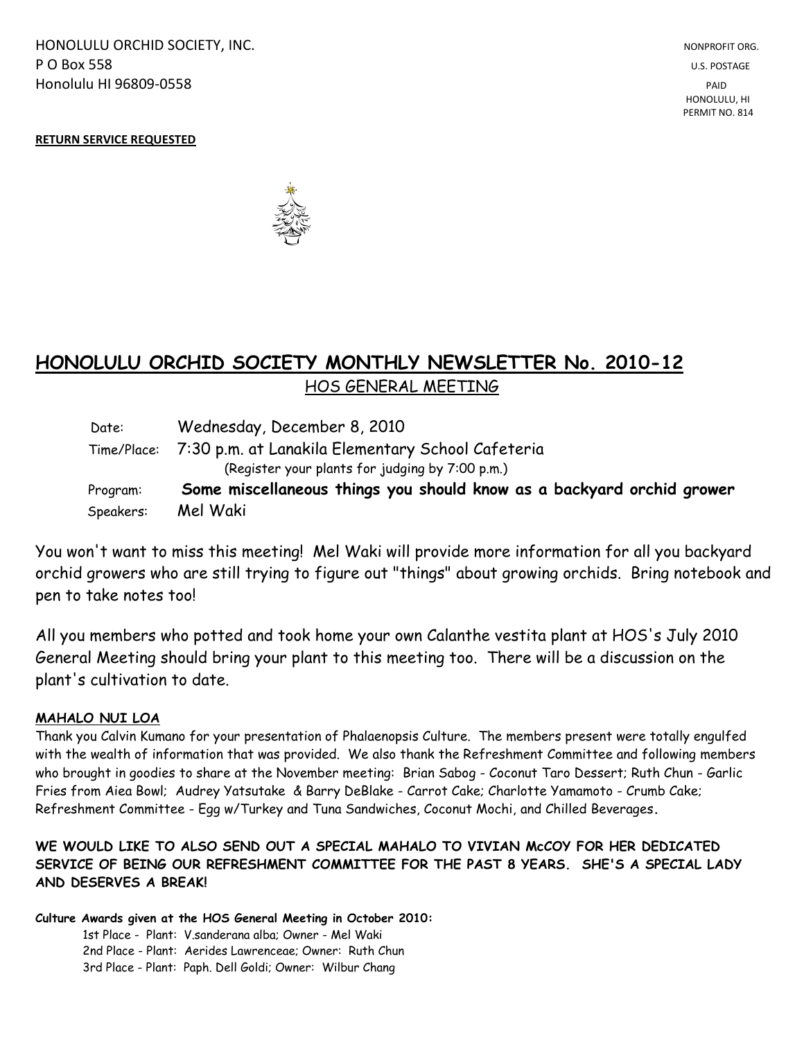HONOLULU ORCHID SOCIETY, INC.
P O Box 558
Honolulu HI 96809-0558

NONPROFIT ORG.
U.S. POSTAGE
PAID
HONOLULU, HI
PERMIT NO. 814

**RETURN SERVICE REQUESTED**

# HONOLULU ORCHID SOCIETY MONTHLY NEWSLETTER No. 2010-12

## HOS GENERAL MEETING

| | |
|---|---|
| Date: | Wednesday, December 8, 2010 |
| Time/Place: | 7:30 p.m. at Lanakila Elementary School Cafeteria (Register your plants for judging by 7:00 p.m.) |
| Program: | **Some miscellaneous things you should know as a backyard orchid grower** |
| Speakers: | Mel Waki |

You won't want to miss this meeting! Mel Waki will provide more information for all you backyard orchid growers who are still trying to figure out "things" about growing orchids. Bring notebook and pen to take notes too!

All you members who potted and took home your own Calanthe vestita plant at HOS's July 2010 General Meeting should bring your plant to this meeting too. There will be a discussion on the plant's cultivation to date.

**MAHALO NUI LOA**

Thank you Calvin Kumano for your presentation of Phalaenopsis Culture. The members present were totally engulfed with the wealth of information that was provided. We also thank the Refreshment Committee and following members who brought in goodies to share at the November meeting: Brian Sabog - Coconut Taro Dessert; Ruth Chun - Garlic Fries from Aiea Bowl; Audrey Yatsutake & Barry DeBlake - Carrot Cake; Charlotte Yamamoto - Crumb Cake; Refreshment Committee - Egg w/Turkey and Tuna Sandwiches, Coconut Mochi, and Chilled Beverages.

**WE WOULD LIKE TO ALSO SEND OUT A SPECIAL MAHALO TO VIVIAN McCOY FOR HER DEDICATED SERVICE OF BEING OUR REFRESHMENT COMMITTEE FOR THE PAST 8 YEARS. SHE'S A SPECIAL LADY AND DESERVES A BREAK!**

**Culture Awards given at the HOS General Meeting in October 2010:**

- 1st Place - Plant: V.sanderana alba; Owner - Mel Waki
- 2nd Place - Plant: Aerides Lawrenceae; Owner: Ruth Chun
- 3rd Place - Plant: Paph. Dell Goldi; Owner: Wilbur Chang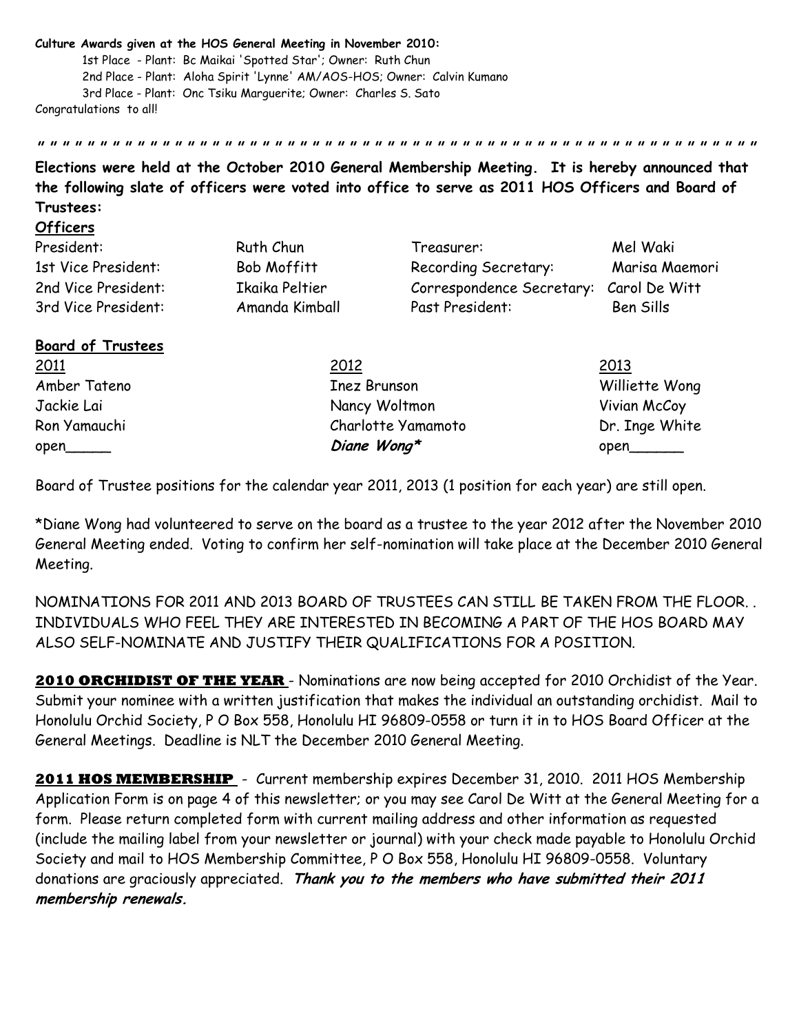**Culture Awards given at the HOS General Meeting in November 2010:**

1st Place - Plant: Bc Maikai 'Spotted Star'; Owner: Ruth Chun
2nd Place - Plant: Aloha Spirit 'Lynne' AM/AOS-HOS; Owner: Calvin Kumano
3rd Place - Plant: Onc Tsiku Marguerite; Owner: Charles S. Sato

Congratulations to all!

" " " " " " " " " " " " " " " " " " " " " " " " " " " " " " " " " " " " " " " " " " " " " " " " " " " " " " " "

**Elections were held at the October 2010 General Membership Meeting. It is hereby announced that the following slate of officers were voted into office to serve as 2011 HOS Officers and Board of Trustees:**

**Officers**

| | | | |
|---|---|---|---|
| President: | Ruth Chun | Treasurer: | Mel Waki |
| 1st Vice President: | Bob Moffitt | Recording Secretary: | Marisa Maemori |
| 2nd Vice President: | Ikaika Peltier | Correspondence Secretary: | Carol De Witt |
| 3rd Vice President: | Amanda Kimball | Past President: | Ben Sills |

**Board of Trustees**

| 2011 | 2012 | 2013 |
|---|---|---|
| Amber Tateno | Inez Brunson | Williette Wong |
| Jackie Lai | Nancy Woltmon | Vivian McCoy |
| Ron Yamauchi | Charlotte Yamamoto | Dr. Inge White |
| open_____ | ***Diane Wong**** | open______ |

Board of Trustee positions for the calendar year 2011, 2013 (1 position for each year) are still open.

*Diane Wong had volunteered to serve on the board as a trustee to the year 2012 after the November 2010 General Meeting ended. Voting to confirm her self-nomination will take place at the December 2010 General Meeting.

NOMINATIONS FOR 2011 AND 2013 BOARD OF TRUSTEES CAN STILL BE TAKEN FROM THE FLOOR. . INDIVIDUALS WHO FEEL THEY ARE INTERESTED IN BECOMING A PART OF THE HOS BOARD MAY ALSO SELF-NOMINATE AND JUSTIFY THEIR QUALIFICATIONS FOR A POSITION.

**2010 ORCHIDIST OF THE YEAR** - Nominations are now being accepted for 2010 Orchidist of the Year. Submit your nominee with a written justification that makes the individual an outstanding orchidist. Mail to Honolulu Orchid Society, P O Box 558, Honolulu HI 96809-0558 or turn it in to HOS Board Officer at the General Meetings. Deadline is NLT the December 2010 General Meeting.

**2011 HOS MEMBERSHIP** - Current membership expires December 31, 2010. 2011 HOS Membership Application Form is on page 4 of this newsletter; or you may see Carol De Witt at the General Meeting for a form. Please return completed form with current mailing address and other information as requested (include the mailing label from your newsletter or journal) with your check made payable to Honolulu Orchid Society and mail to HOS Membership Committee, P O Box 558, Honolulu HI 96809-0558. Voluntary donations are graciously appreciated. ***Thank you to the members who have submitted their 2011 membership renewals.***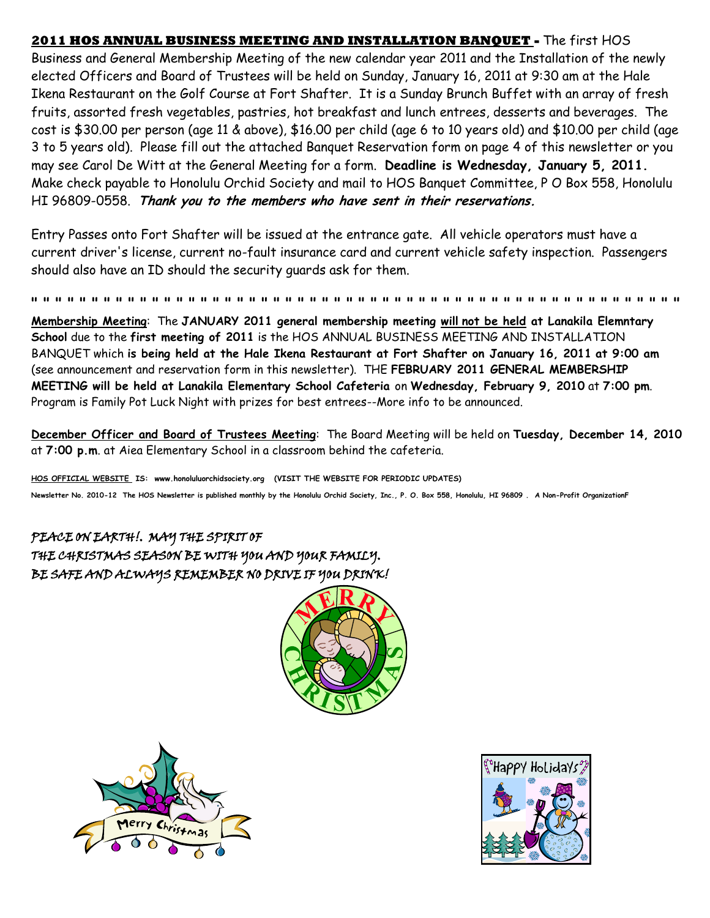**2011 HOS ANNUAL BUSINESS MEETING AND INSTALLATION BANQUET -** The first HOS Business and General Membership Meeting of the new calendar year 2011 and the Installation of the newly elected Officers and Board of Trustees will be held on Sunday, January 16, 2011 at 9:30 am at the Hale Ikena Restaurant on the Golf Course at Fort Shafter. It is a Sunday Brunch Buffet with an array of fresh fruits, assorted fresh vegetables, pastries, hot breakfast and lunch entrees, desserts and beverages. The cost is $30.00 per person (age 11 & above), $16.00 per child (age 6 to 10 years old) and $10.00 per child (age 3 to 5 years old). Please fill out the attached Banquet Reservation form on page 4 of this newsletter or you may see Carol De Witt at the General Meeting for a form. **Deadline is Wednesday, January 5, 2011.** Make check payable to Honolulu Orchid Society and mail to HOS Banquet Committee, P O Box 558, Honolulu HI 96809-0558. ***Thank you to the members who have sent in their reservations.***

Entry Passes onto Fort Shafter will be issued at the entrance gate. All vehicle operators must have a current driver's license, current no-fault insurance card and current vehicle safety inspection. Passengers should also have an ID should the security guards ask for them.

" " " " " " " " " " " " " " " " " " " " " " " " " " " " " " " " " " " " " " " " " " " " " " " " " " " " " " "

**Membership Meeting**: The **JANUARY 2011 general membership meeting will not be held at Lanakila Elemntary School** due to the **first meeting of 2011** is the HOS ANNUAL BUSINESS MEETING AND INSTALLATION BANQUET which **is being held at the Hale Ikena Restaurant at Fort Shafter on January 16, 2011 at 9:00 am** (see announcement and reservation form in this newsletter). THE **FEBRUARY 2011 GENERAL MEMBERSHIP MEETING will be held at Lanakila Elementary School Cafeteria** on **Wednesday, February 9, 2010** at **7:00 pm**. Program is Family Pot Luck Night with prizes for best entrees--More info to be announced.

**December Officer and Board of Trustees Meeting**: The Board Meeting will be held on **Tuesday, December 14, 2010** at **7:00 p.m**. at Aiea Elementary School in a classroom behind the cafeteria.

**HOS OFFICIAL WEBSITE IS: www.honoluluorchidsociety.org (VISIT THE WEBSITE FOR PERIODIC UPDATES)**

**Newsletter No. 2010-12 The HOS Newsletter is published monthly by the Honolulu Orchid Society, Inc., P. O. Box 558, Honolulu, HI 96809 . A Non-Profit OrganizationF**

*PEACE ON EARTH!. MAY THE SPIRIT OF THE CHRISTMAS SEASON BE WITH YOU AND YOUR FAMILY. BE SAFE AND ALWAYS REMEMBER NO DRIVE IF YOU DRINK!*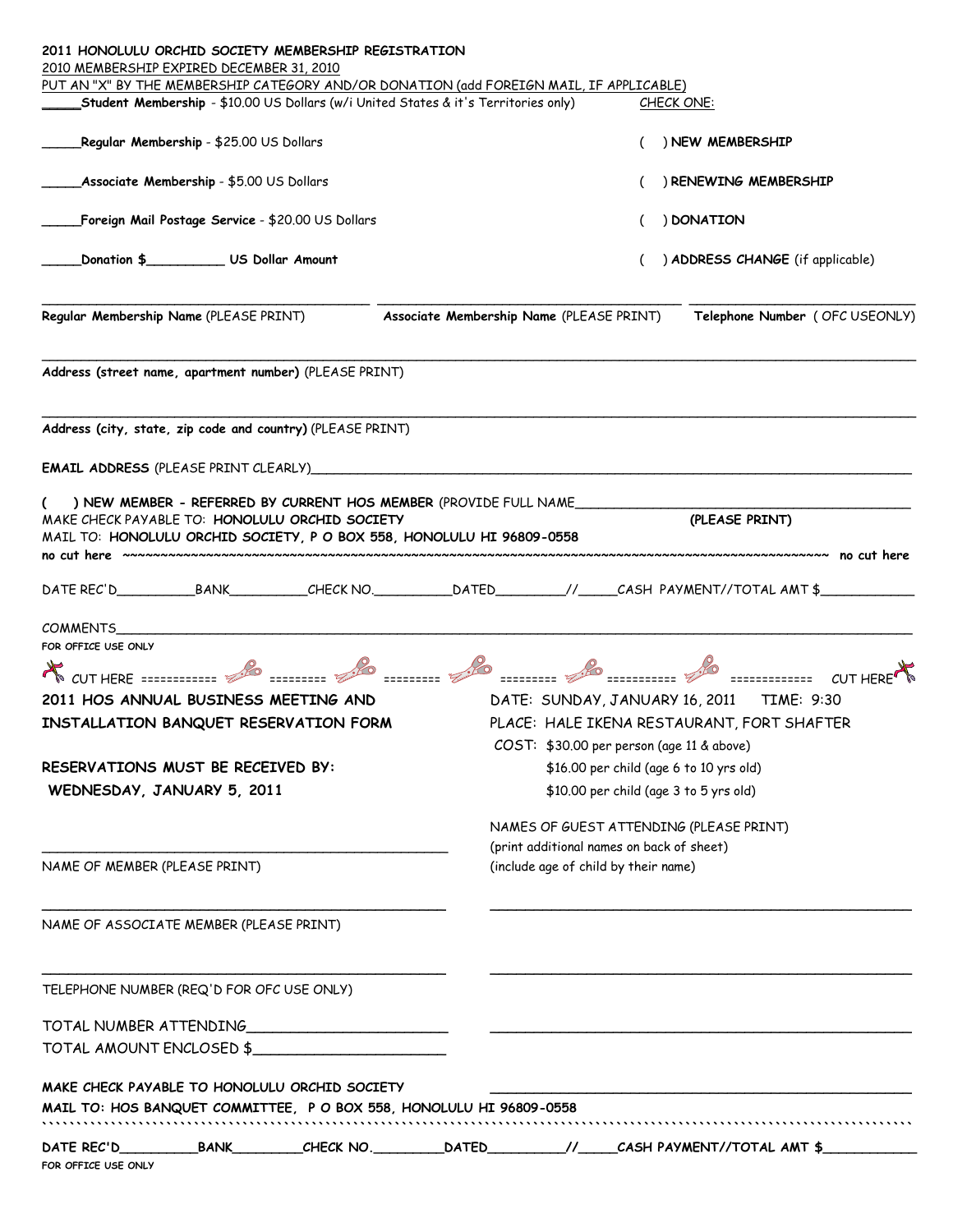**2011 HONOLULU ORCHID SOCIETY MEMBERSHIP REGISTRATION**

2010 MEMBERSHIP EXPIRED DECEMBER 31, 2010

PUT AN "X" BY THE MEMBERSHIP CATEGORY AND/OR DONATION (add FOREIGN MAIL, IF APPLICABLE)

_____**Student Membership** - $10.00 US Dollars (w/i United States & it's Territories only)

_____**Regular Membership** - $25.00 US Dollars

_____**Associate Membership** - $5.00 US Dollars

_____**Foreign Mail Postage Service** - $20.00 US Dollars

_____**Donation $**__________ **US Dollar Amount**

CHECK ONE:

( ) **NEW MEMBERSHIP**

( ) **RENEWING MEMBERSHIP**

( ) **DONATION**

( ) **ADDRESS CHANGE** (if applicable)

__________________________________________ __________________________________________ ______________________________

**Regular Membership Name** (PLEASE PRINT) **Associate Membership Name** (PLEASE PRINT) **Telephone Number** ( OFC USEONLY)

______________________________________________________________________________________________

**Address (street name, apartment number)** (PLEASE PRINT)

______________________________________________________________________________________________

**Address (city, state, zip code and country)** (PLEASE PRINT)

**EMAIL ADDRESS** (PLEASE PRINT CLEARLY)______________________________________________________________________________

( ) **NEW MEMBER - REFERRED BY CURRENT HOS MEMBER** (PROVIDE FULL NAME________________________________________ **(PLEASE PRINT)**

MAKE CHECK PAYABLE TO: **HONOLULU ORCHID SOCIETY**

MAIL TO: **HONOLULU ORCHID SOCIETY, P O BOX 558, HONOLULU HI 96809-0558**

**no cut here** ~~~~~~~~~~~~~~~~~~~~~~~~~~~~~~~~~~~~~~~~~~~~~~~~~~~~~~~~~~~~~~~~~~~~~~~~~~~~~~~~~~~~~~~~~~~~~~~~~~ **no cut here**

DATE REC'D__________BANK__________CHECK NO.__________DATED_________//_____CASH PAYMENT//TOTAL AMT $____________

COMMENTS______________________________________________________________________________________________

FOR OFFICE USE ONLY

CUT HERE ============ ========= ========= ========= =========== ============= CUT HERE

**2011 HOS ANNUAL BUSINESS MEETING AND INSTALLATION BANQUET RESERVATION FORM**

DATE: SUNDAY, JANUARY 16, 2011 TIME: 9:30

PLACE: HALE IKENA RESTAURANT, FORT SHAFTER

COST: $30.00 per person (age 11 & above)
$16.00 per child (age 6 to 10 yrs old)
$10.00 per child (age 3 to 5 yrs old)

**RESERVATIONS MUST BE RECEIVED BY:**
**WEDNESDAY, JANUARY 5, 2011**

NAMES OF GUEST ATTENDING (PLEASE PRINT)
(print additional names on back of sheet)
(include age of child by their name)

__________________________________________________

__________________________________________________

__________________________________________________

__________________________________________________

__________________________________________________

NAME OF MEMBER (PLEASE PRINT)

__________________________________________________

NAME OF ASSOCIATE MEMBER (PLEASE PRINT)

__________________________________________________

TELEPHONE NUMBER (REQ'D FOR OFC USE ONLY)

TOTAL NUMBER ATTENDING________________________

TOTAL AMOUNT ENCLOSED $______________________

**MAKE CHECK PAYABLE TO HONOLULU ORCHID SOCIETY**

**MAIL TO: HOS BANQUET COMMITTEE, P O BOX 558, HONOLULU 96809-0558**

**DATE REC'D__________BANK_________CHECK NO._________DATED__________//_____CASH PAYMENT//TOTAL AMT $____________**

FOR OFFICE USE ONLY